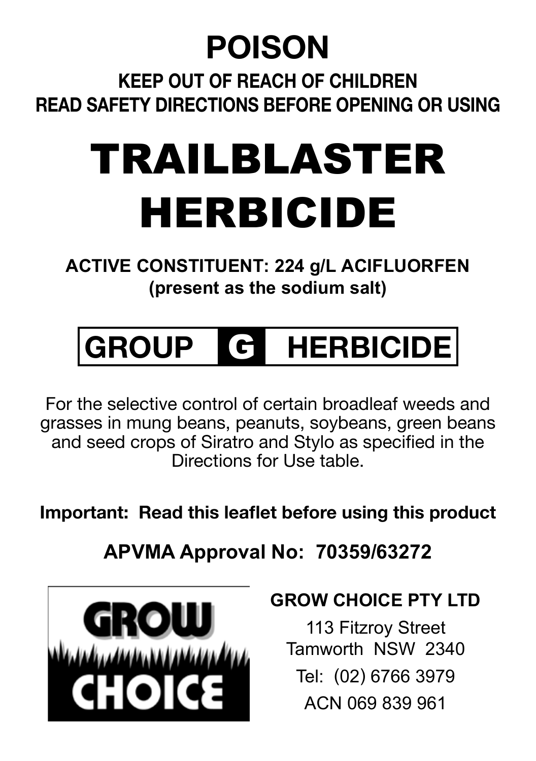# POISON

**KEEP OUT OF REACH OF CHILDREN**
**READ SAFETY DIRECTIONS BEFORE OPENING OR USING**

# TRAILBLASTER HERBICIDE

**ACTIVE CONSTITUENT: 224 g/L ACIFLUORFEN**
**(present as the sodium salt)**

## GROUP G HERBICIDE

For the selective control of certain broadleaf weeds and grasses in mung beans, peanuts, soybeans, green beans and seed crops of Siratro and Stylo as specified in the Directions for Use table.

**Important: Read this leaflet before using this product**

**APVMA Approval No: 70359/63272**

GROW CHOICE

**GROW CHOICE PTY LTD**

113 Fitzroy Street
Tamworth NSW 2340

Tel: (02) 6766 3979

ACN 069 839 961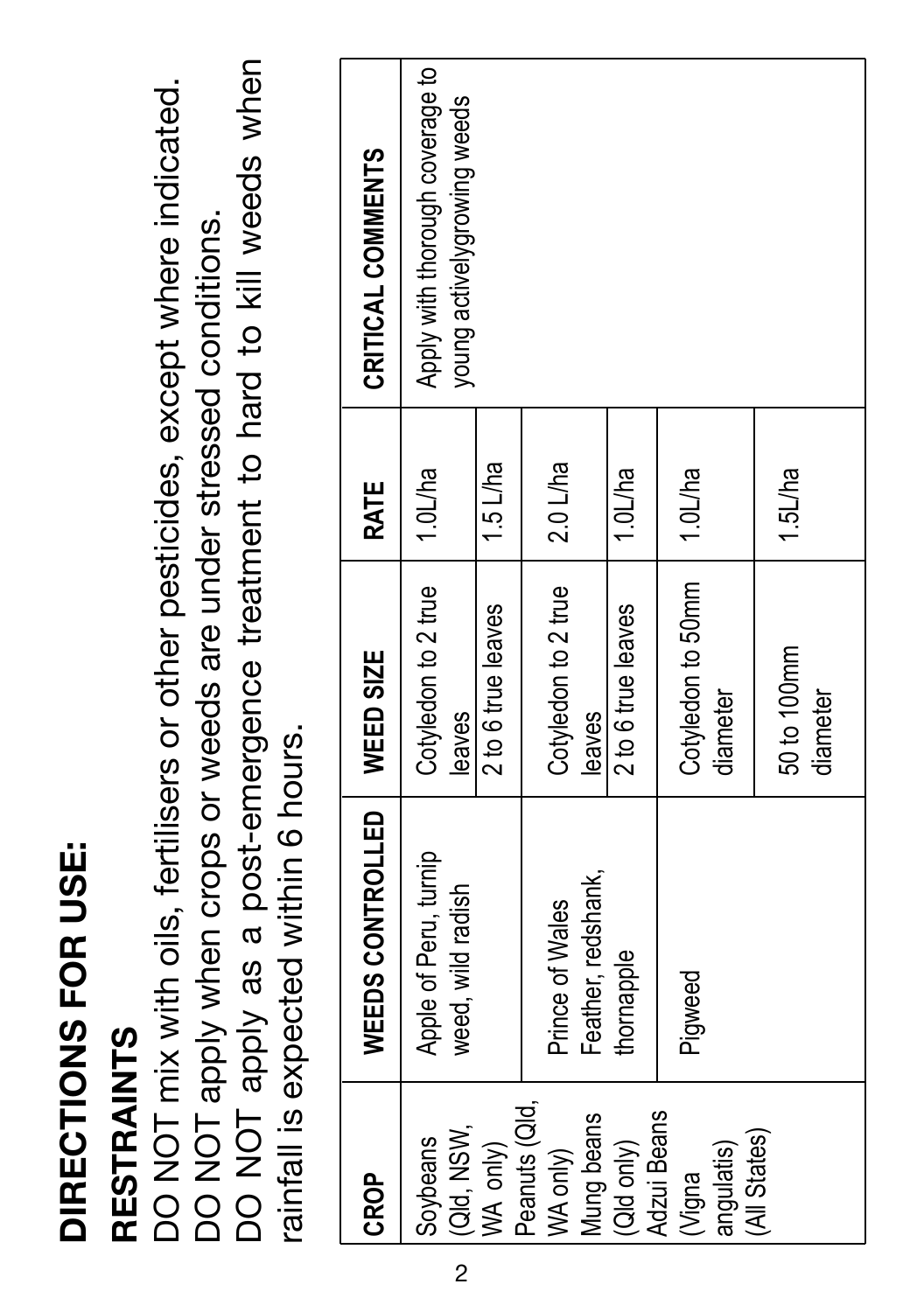# DIRECTIONS FOR USE:

## RESTRAINTS

DO NOT mix with oils, fertilisers or other pesticides, except where indicated.
DO NOT apply when crops or weeds are under stressed conditions.
DO NOT apply as a post-emergence treatment to hard to kill weeds when rainfall is expected within 6 hours.

| CROP | WEEDS CONTROLLED | WEED SIZE | RATE | CRITICAL COMMENTS |
|---|---|---|---|---|
| Soybeans (Qld, NSW, WA only) Peanuts (Qld, WA only) Mung beans (Qld only) Adzui Beans (Vigna angulatis) (All States) | Apple of Peru, turnip weed, wild radish | Cotyledon to 2 true leaves | 1.0L/ha | Apply with thorough coverage to young activelygrowing weeds |
| | | 2 to 6 true leaves | 1.5 L/ha | |
| | Prince of Wales Feather, redshank, thornapple | Cotyledon to 2 true leaves | 2.0 L/ha | |
| | | 2 to 6 true leaves | 1.0L/ha | |
| | Pigweed | Cotyledon to 50mm diameter | 1.0L/ha | |
| | | 50 to 100mm diameter | 1.5L/ha | |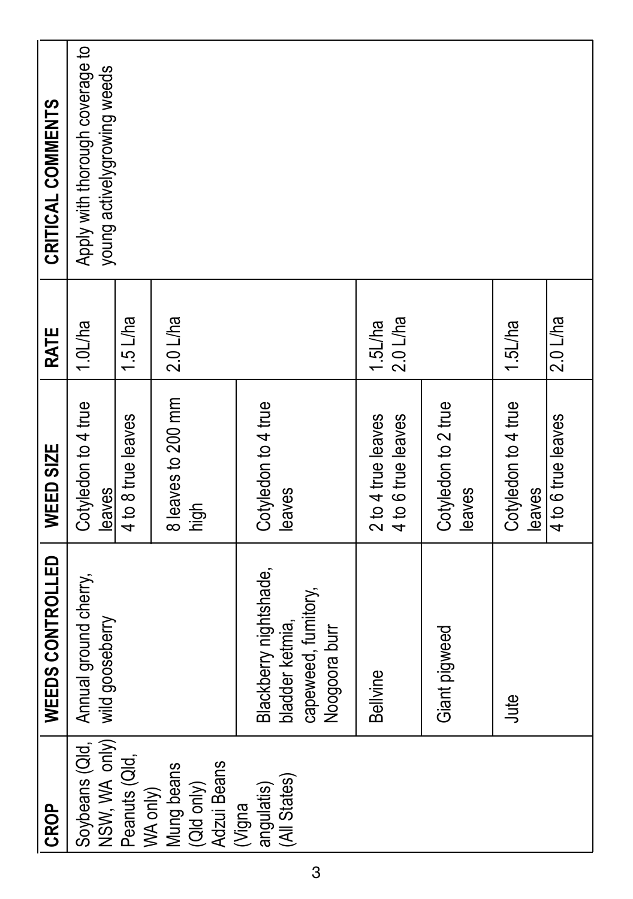| CROP | WEEDS CONTROLLED | WEED SIZE | RATE | CRITICAL COMMENTS |
|---|---|---|---|---|
| Soybeans (Qld, NSW, WA only) Peanuts (Qld, WA only) Mung beans (Qld only) Adzui Beans (Vigna angulatis) (All States) | Annual ground cherry, wild gooseberry | Cotyledon to 4 true leaves | 1.0L/ha | Apply with thorough coverage to young activelygrowing weeds |
| | | 4 to 8 true leaves | 1.5 L/ha | |
| | | 8 leaves to 200 mm high | 2.0 L/ha | |
| | Blackberry nightshade, bladder ketmia, capeweed, fumitory, Noogoora burr | Cotyledon to 4 true leaves | | |
| | Bellvine | 2 to 4 true leaves<br>4 to 6 true leaves | 1.5L/ha<br>2.0 L/ha | |
| | Giant pigweed | Cotyledon to 2 true leaves | | |
| | Jute | Cotyledon to 4 true leaves | 1.5L/ha | |
| | | 4 to 6 true leaves | 2.0 L/ha | |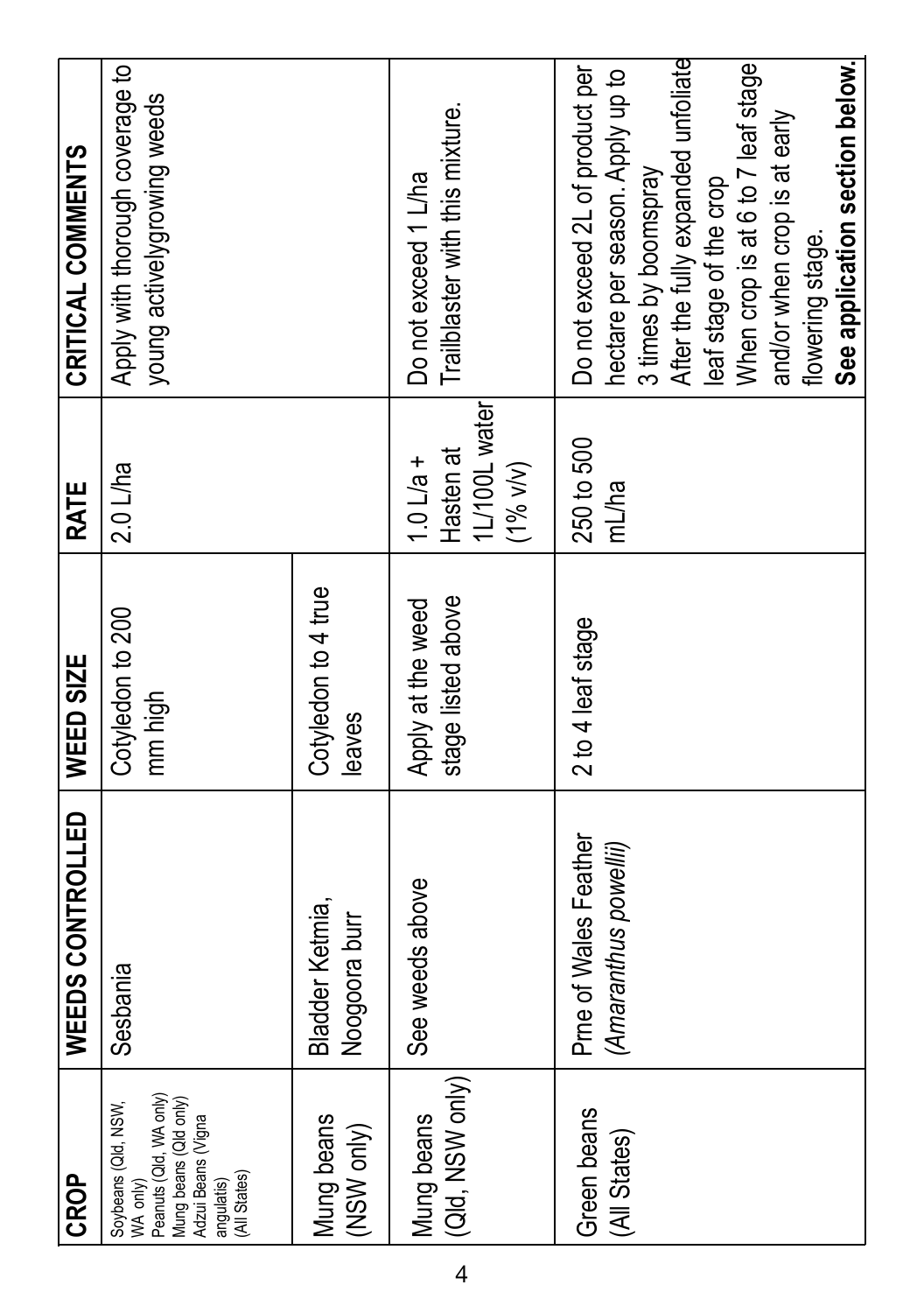| CROP | WEEDS CONTROLLED | WEED SIZE | RATE | CRITICAL COMMENTS |
|---|---|---|---|---|
| Soybeans (Qld, NSW, WA only) Peanuts (Qld, WA only) Mung beans (Qld only) Adzui Beans (Vigna angulatis) (All States) | Sesbania | Cotyledon to 200 mm high | 2.0 L/ha | Apply with thorough coverage to young activelygrowing weeds |
| Mung beans (NSW only) | Bladder Ketmia, Noogoora burr | Cotyledon to 4 true leaves | | |
| Mung beans (Qld, NSW only) | See weeds above | Apply at the weed stage listed above | 1.0 L/a + Hasten at 1L/100L water (1% v/v) | Do not exceed 1 L/ha Trailblaster with this mixture. |
| Green beans (All States) | Prne of Wales Feather *(Amaranthus powellii)* | 2 to 4 leaf stage | 250 to 500 mL/ha | Do not exceed 2L of product per hectare per season. Apply up to 3 times by boomspray After the fully expanded unfoliate leaf stage of the crop When crop is at 6 to 7 leaf stage and/or when crop is at early flowering stage. **See application section below.** |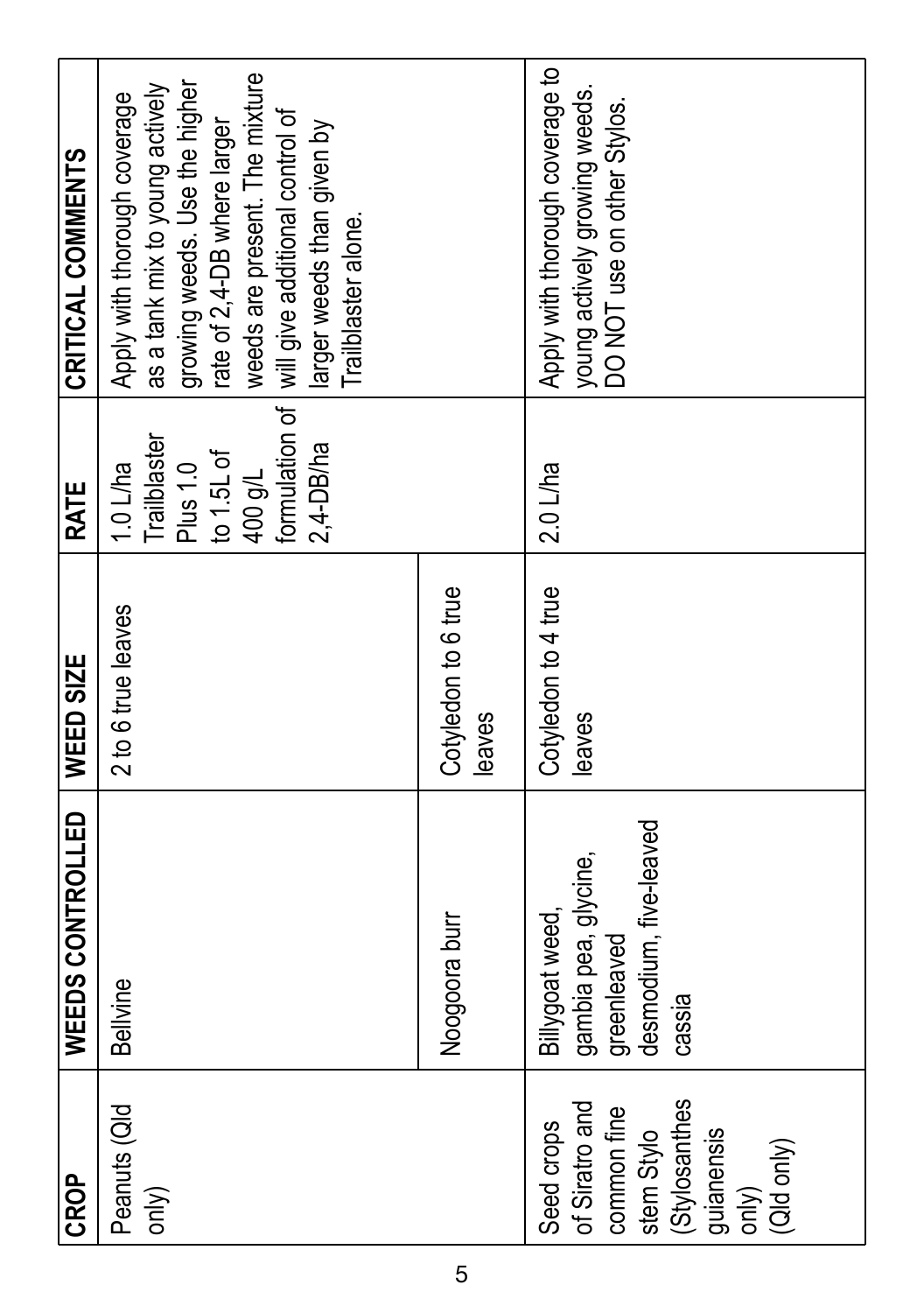| CROP | WEEDS CONTROLLED | WEED SIZE | RATE | CRITICAL COMMENTS |
|---|---|---|---|---|
| Peanuts (Qld only) | Bellvine | 2 to 6 true leaves | 1.0 L/ha Trailblaster Plus 1.0 to 1.5L of 400 g/L formulation of 2,4-DB/ha | Apply with thorough coverage as a tank mix to young actively growing weeds. Use the higher rate of 2,4-DB where larger weeds are present. The mixture will give additional control of larger weeds than given by Trailblaster alone. |
| | Noogoora burr | Cotyledon to 6 true leaves | | |
| Seed crops of Siratro and common fine stem Stylo (Stylosanthes guianensis only) (Qld only) | Billygoat weed, gambia pea, glycine, greenleaved desmodium, five-leaved cassia | Cotyledon to 4 true leaves | 2.0 L/ha | Apply with thorough coverage to young actively growing weeds. DO NOT use on other Stylos. |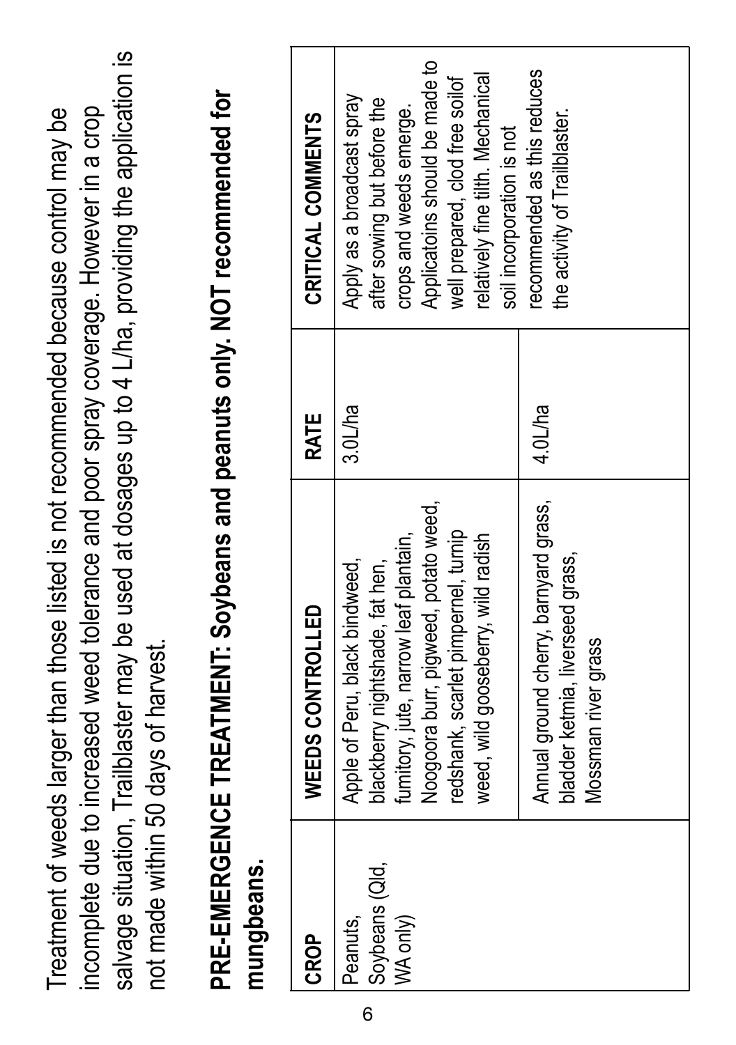Treatment of weeds larger than those listed is not recommended because control may be incomplete due to increased weed tolerance and poor spray coverage. However in a crop salvage situation, Trailblaster may be used at dosages up to 4 L/ha, providing the application is not made within 50 days of harvest.

## PRE-EMERGENCE TREATMENT: Soybeans and peanuts only. NOT recommended for mungbeans.

| CROP | WEEDS CONTROLLED | RATE | CRITICAL COMMENTS |
|---|---|---|---|
| Peanuts, Soybeans (Qld, WA only) | Apple of Peru, black bindweed, blackberry nightshade, fat hen, fumitory, jute, narrow leaf plantain, Noogoora burr, pigweed, potato weed, redshank, scarlet pimpernel, turnip weed, wild gooseberry, wild radish | 3.0L/ha | Apply as a broadcast spray after sowing but before the crops and weeds emerge. Applicatoins should be made to well prepared, clod free soilof relatively fine tilth. Mechanical soil incorporation is not recommended as this reduces the activity of Trailblaster. |
| | Annual ground cherry, barnyard grass, bladder ketmia, liverseed grass, Mossman river grass | 4.0L/ha | |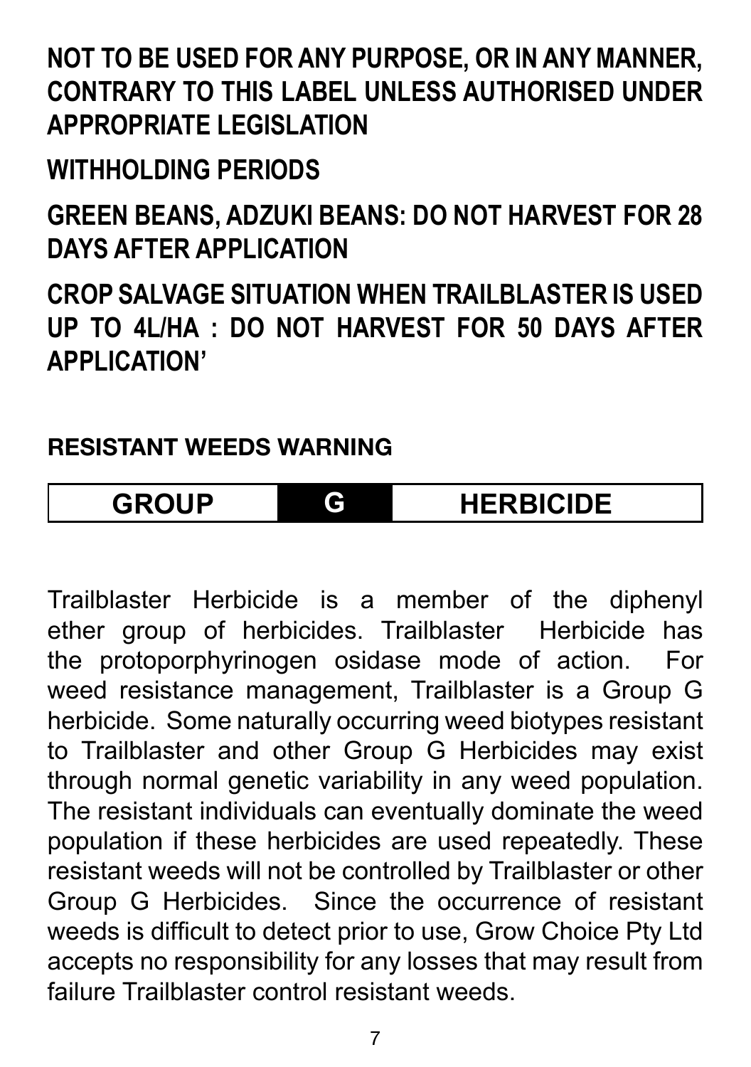**NOT TO BE USED FOR ANY PURPOSE, OR IN ANY MANNER, CONTRARY TO THIS LABEL UNLESS AUTHORISED UNDER APPROPRIATE LEGISLATION**

**WITHHOLDING PERIODS**

**GREEN BEANS, ADZUKI BEANS: DO NOT HARVEST FOR 28 DAYS AFTER APPLICATION**

**CROP SALVAGE SITUATION WHEN TRAILBLASTER IS USED UP TO 4L/HA : DO NOT HARVEST FOR 50 DAYS AFTER APPLICATION'**

**RESISTANT WEEDS WARNING**

| GROUP | G | HERBICIDE |
|---|---|---|

Trailblaster Herbicide is a member of the diphenyl ether group of herbicides. Trailblaster Herbicide has the protoporphyrinogen osidase mode of action. For weed resistance management, Trailblaster is a Group G herbicide. Some naturally occurring weed biotypes resistant to Trailblaster and other Group G Herbicides may exist through normal genetic variability in any weed population. The resistant individuals can eventually dominate the weed population if these herbicides are used repeatedly. These resistant weeds will not be controlled by Trailblaster or other Group G Herbicides. Since the occurrence of resistant weeds is difficult to detect prior to use, Grow Choice Pty Ltd accepts no responsibility for any losses that may result from failure Trailblaster control resistant weeds.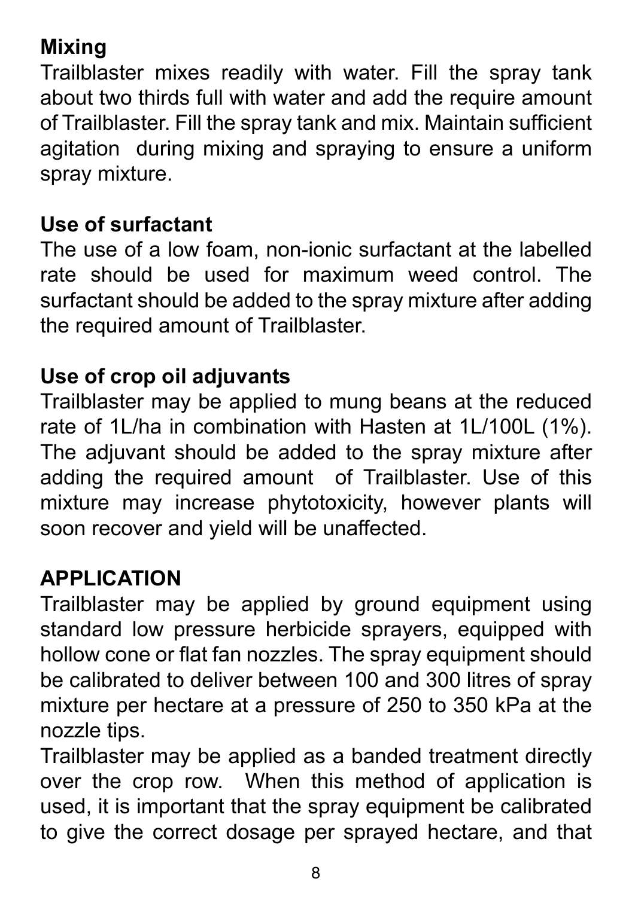**Mixing**
Trailblaster mixes readily with water. Fill the spray tank about two thirds full with water and add the require amount of Trailblaster. Fill the spray tank and mix. Maintain sufficient agitation during mixing and spraying to ensure a uniform spray mixture.

**Use of surfactant**
The use of a low foam, non-ionic surfactant at the labelled rate should be used for maximum weed control. The surfactant should be added to the spray mixture after adding the required amount of Trailblaster.

**Use of crop oil adjuvants**
Trailblaster may be applied to mung beans at the reduced rate of 1L/ha in combination with Hasten at 1L/100L (1%). The adjuvant should be added to the spray mixture after adding the required amount of Trailblaster. Use of this mixture may increase phytotoxicity, however plants will soon recover and yield will be unaffected.

**APPLICATION**
Trailblaster may be applied by ground equipment using standard low pressure herbicide sprayers, equipped with hollow cone or flat fan nozzles. The spray equipment should be calibrated to deliver between 100 and 300 litres of spray mixture per hectare at a pressure of 250 to 350 kPa at the nozzle tips.
Trailblaster may be applied as a banded treatment directly over the crop row. When this method of application is used, it is important that the spray equipment be calibrated to give the correct dosage per sprayed hectare, and that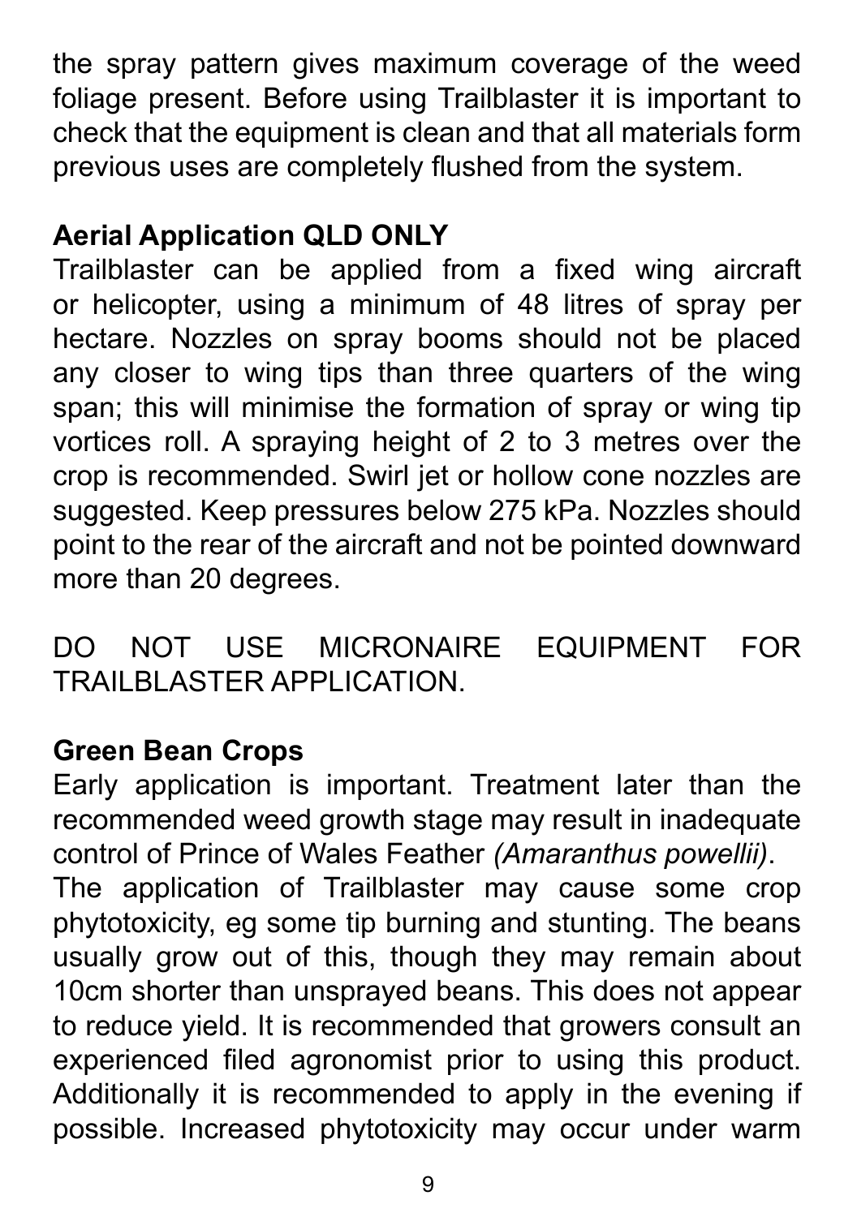the spray pattern gives maximum coverage of the weed foliage present. Before using Trailblaster it is important to check that the equipment is clean and that all materials form previous uses are completely flushed from the system.

**Aerial Application QLD ONLY**

Trailblaster can be applied from a fixed wing aircraft or helicopter, using a minimum of 48 litres of spray per hectare. Nozzles on spray booms should not be placed any closer to wing tips than three quarters of the wing span; this will minimise the formation of spray or wing tip vortices roll. A spraying height of 2 to 3 metres over the crop is recommended. Swirl jet or hollow cone nozzles are suggested. Keep pressures below 275 kPa. Nozzles should point to the rear of the aircraft and not be pointed downward more than 20 degrees.

DO NOT USE MICRONAIRE EQUIPMENT FOR TRAILBLASTER APPLICATION.

**Green Bean Crops**

Early application is important. Treatment later than the recommended weed growth stage may result in inadequate control of Prince of Wales Feather *(Amaranthus powellii)*.

The application of Trailblaster may cause some crop phytotoxicity, eg some tip burning and stunting. The beans usually grow out of this, though they may remain about 10cm shorter than unsprayed beans. This does not appear to reduce yield. It is recommended that growers consult an experienced filed agronomist prior to using this product. Additionally it is recommended to apply in the evening if possible. Increased phytotoxicity may occur under warm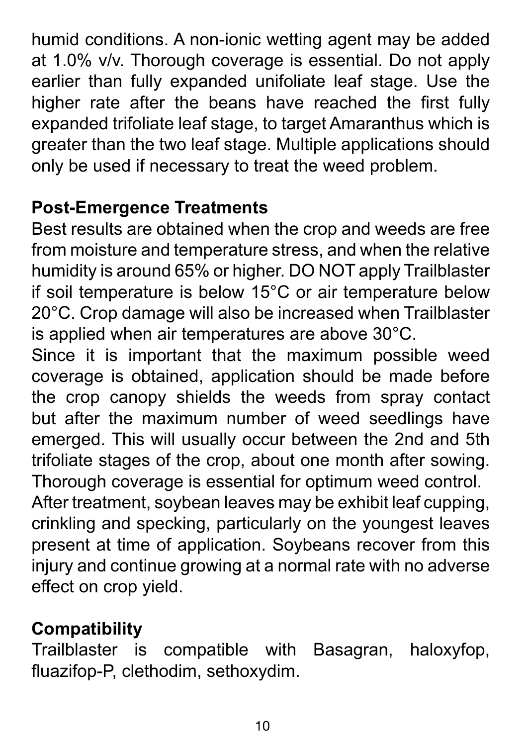humid conditions. A non-ionic wetting agent may be added at 1.0% v/v. Thorough coverage is essential. Do not apply earlier than fully expanded unifoliate leaf stage. Use the higher rate after the beans have reached the first fully expanded trifoliate leaf stage, to target Amaranthus which is greater than the two leaf stage. Multiple applications should only be used if necessary to treat the weed problem.

**Post-Emergence Treatments**

Best results are obtained when the crop and weeds are free from moisture and temperature stress, and when the relative humidity is around 65% or higher. DO NOT apply Trailblaster if soil temperature is below 15°C or air temperature below 20°C. Crop damage will also be increased when Trailblaster is applied when air temperatures are above 30°C.

Since it is important that the maximum possible weed coverage is obtained, application should be made before the crop canopy shields the weeds from spray contact but after the maximum number of weed seedlings have emerged. This will usually occur between the 2nd and 5th trifoliate stages of the crop, about one month after sowing. Thorough coverage is essential for optimum weed control.

After treatment, soybean leaves may be exhibit leaf cupping, crinkling and specking, particularly on the youngest leaves present at time of application. Soybeans recover from this injury and continue growing at a normal rate with no adverse effect on crop yield.

**Compatibility**

Trailblaster is compatible with Basagran, haloxyfop, fluazifop-P, clethodim, sethoxydim.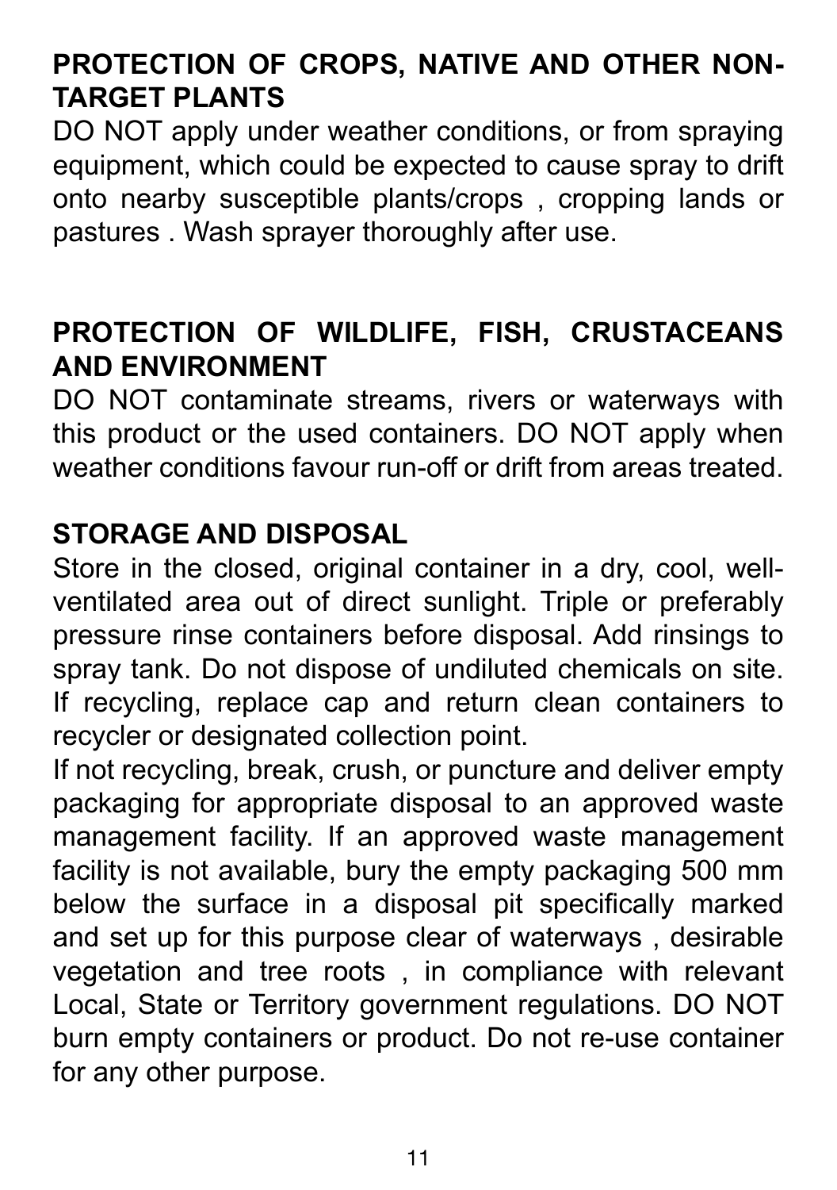## PROTECTION OF CROPS, NATIVE AND OTHER NON-TARGET PLANTS

DO NOT apply under weather conditions, or from spraying equipment, which could be expected to cause spray to drift onto nearby susceptible plants/crops , cropping lands or pastures . Wash sprayer thoroughly after use.

## PROTECTION OF WILDLIFE, FISH, CRUSTACEANS AND ENVIRONMENT

DO NOT contaminate streams, rivers or waterways with this product or the used containers. DO NOT apply when weather conditions favour run-off or drift from areas treated.

## STORAGE AND DISPOSAL

Store in the closed, original container in a dry, cool, well-ventilated area out of direct sunlight. Triple or preferably pressure rinse containers before disposal. Add rinsings to spray tank. Do not dispose of undiluted chemicals on site. If recycling, replace cap and return clean containers to recycler or designated collection point.

If not recycling, break, crush, or puncture and deliver empty packaging for appropriate disposal to an approved waste management facility. If an approved waste management facility is not available, bury the empty packaging 500 mm below the surface in a disposal pit specifically marked and set up for this purpose clear of waterways , desirable vegetation and tree roots , in compliance with relevant Local, State or Territory government regulations. DO NOT burn empty containers or product. Do not re-use container for any other purpose.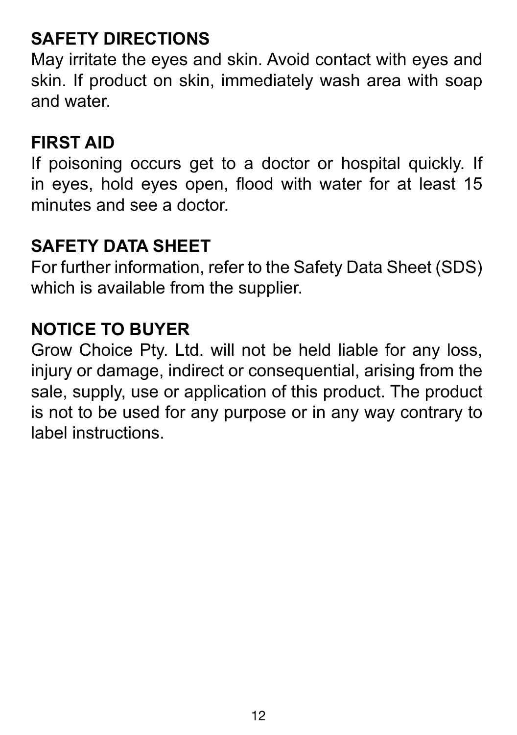## SAFETY DIRECTIONS

May irritate the eyes and skin. Avoid contact with eyes and skin. If product on skin, immediately wash area with soap and water.

## FIRST AID

If poisoning occurs get to a doctor or hospital quickly. If in eyes, hold eyes open, flood with water for at least 15 minutes and see a doctor.

## SAFETY DATA SHEET

For further information, refer to the Safety Data Sheet (SDS) which is available from the supplier.

## NOTICE TO BUYER

Grow Choice Pty. Ltd. will not be held liable for any loss, injury or damage, indirect or consequential, arising from the sale, supply, use or application of this product. The product is not to be used for any purpose or in any way contrary to label instructions.